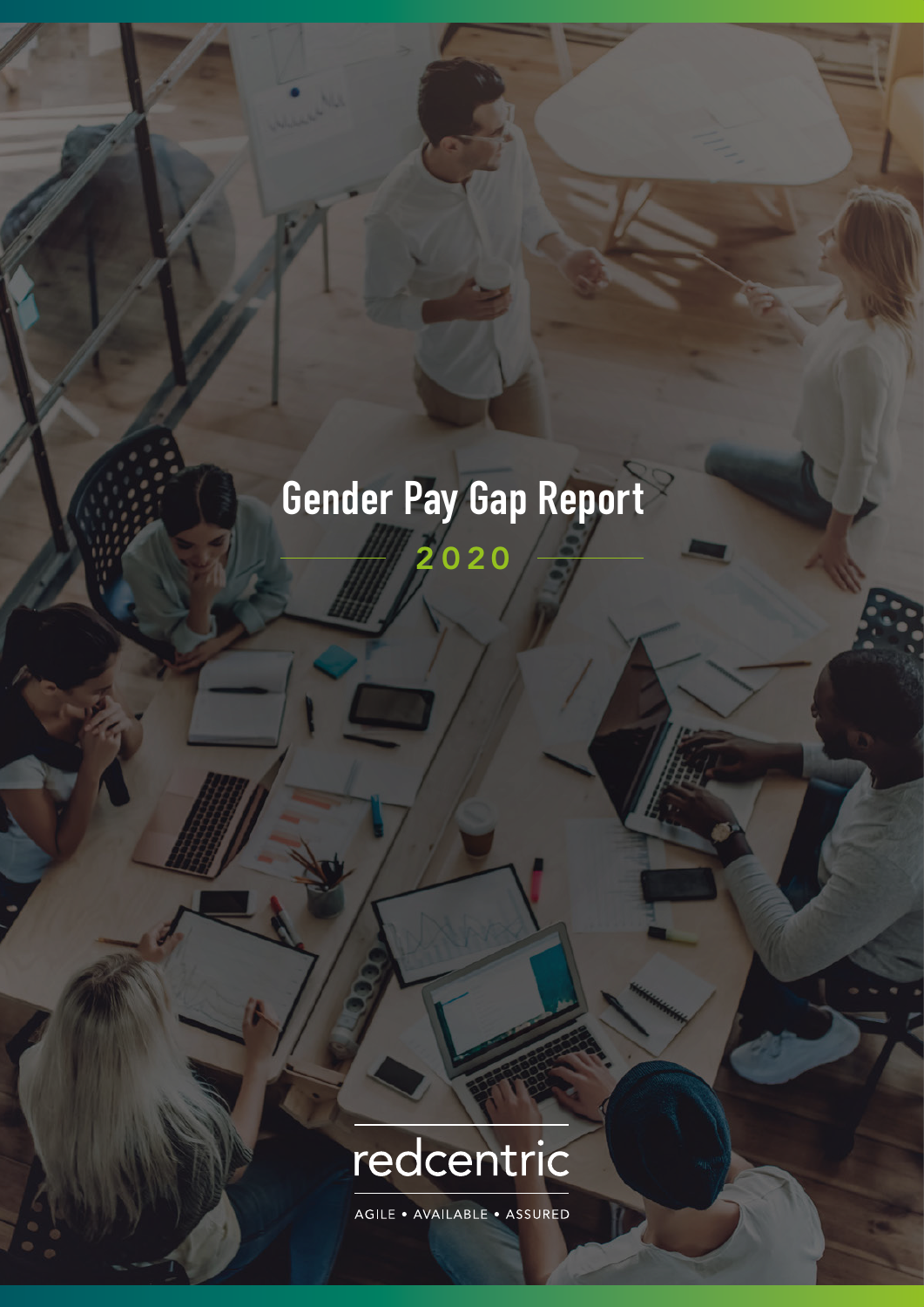# Gender Pay Gap Report

## 2020

redcentric

AGILE • AVAILABLE • ASSURED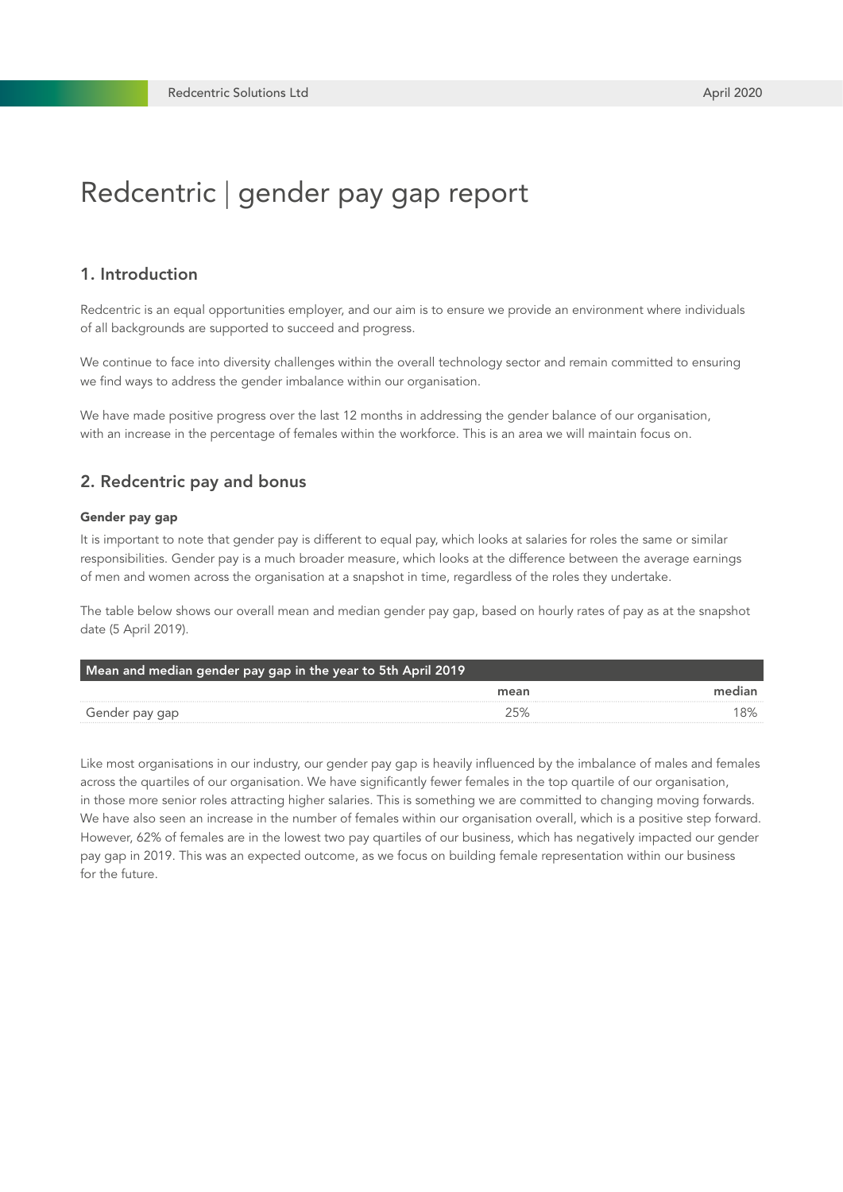# Redcentric | gender pay gap report

## 1. Introduction

Redcentric is an equal opportunities employer, and our aim is to ensure we provide an environment where individuals of all backgrounds are supported to succeed and progress.

We continue to face into diversity challenges within the overall technology sector and remain committed to ensuring we find ways to address the gender imbalance within our organisation.

We have made positive progress over the last 12 months in addressing the gender balance of our organisation, with an increase in the percentage of females within the workforce. This is an area we will maintain focus on.

## 2. Redcentric pay and bonus

**Gender pay gap**

It is important to note that gender pay is different to equal pay, which looks at salaries for roles the same or similar responsibilities. Gender pay is a much broader measure, which looks at the difference between the average earnings of men and women across the organisation at a snapshot in time, regardless of the roles they undertake.

The table below shows our overall mean and median gender pay gap, based on hourly rates of pay as at the snapshot date (5 April 2019).

| Mean and median gender pay gap in the year to 5th April 2019 | mean | median |
|---|---|---|
| Gender pay gap | 25% | 18% |

Like most organisations in our industry, our gender pay gap is heavily influenced by the imbalance of males and females across the quartiles of our organisation. We have significantly fewer females in the top quartile of our organisation, in those more senior roles attracting higher salaries. This is something we are committed to changing moving forwards. We have also seen an increase in the number of females within our organisation overall, which is a positive step forward. However, 62% of females are in the lowest two pay quartiles of our business, which has negatively impacted our gender pay gap in 2019. This was an expected outcome, as we focus on building female representation within our business for the future.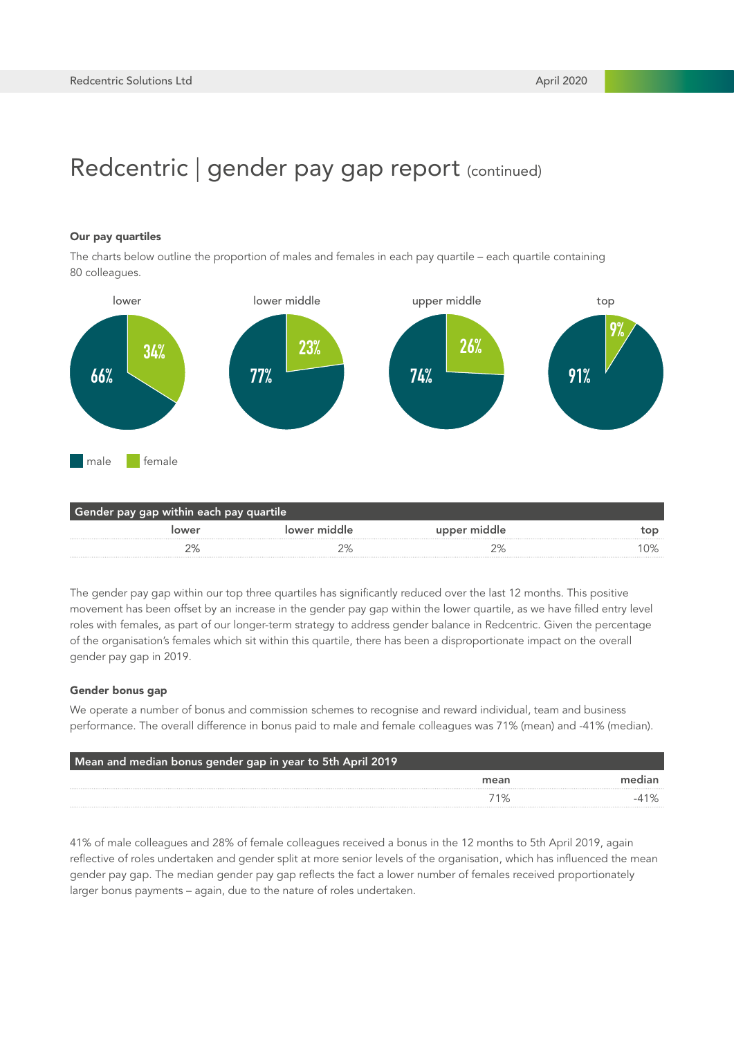# Redcentric | gender pay gap report (continued)

**Our pay quartiles**

The charts below outline the proportion of males and females in each pay quartile – each quartile containing 80 colleagues.

| | lower | lower middle | upper middle | top |
|---|---|---|---|---|
| male | 66% | 77% | 74% | 91% |
| female | 34% | 23% | 26% | 9% |

| Gender pay gap within each pay quartile | | | |
|---|---|---|---|
| lower | lower middle | upper middle | top |
| 2% | 2% | 2% | 10% |

The gender pay gap within our top three quartiles has significantly reduced over the last 12 months. This positive movement has been offset by an increase in the gender pay gap within the lower quartile, as we have filled entry level roles with females, as part of our longer-term strategy to address gender balance in Redcentric. Given the percentage of the organisation's females which sit within this quartile, there has been a disproportionate impact on the overall gender pay gap in 2019.

**Gender bonus gap**

We operate a number of bonus and commission schemes to recognise and reward individual, team and business performance. The overall difference in bonus paid to male and female colleagues was 71% (mean) and -41% (median).

| Mean and median bonus gender gap in year to 5th April 2019 | |
|---|---|
| mean | median |
| 71% | -41% |

41% of male colleagues and 28% of female colleagues received a bonus in the 12 months to 5th April 2019, again reflective of roles undertaken and gender split at more senior levels of the organisation, which has influenced the mean gender pay gap. The median gender pay gap reflects the fact a lower number of females received proportionately larger bonus payments – again, due to the nature of roles undertaken.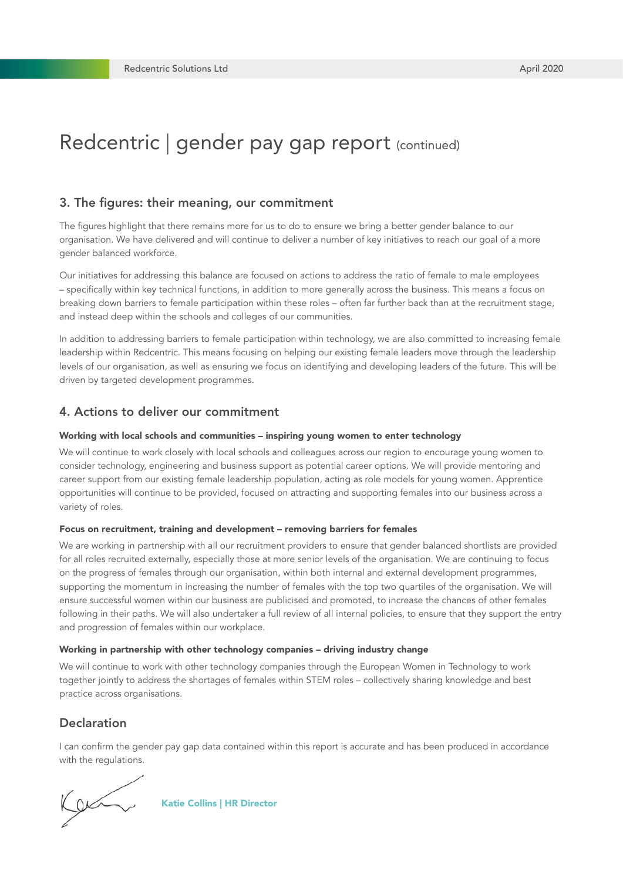# Redcentric | gender pay gap report (continued)

## 3. The figures: their meaning, our commitment

The figures highlight that there remains more for us to do to ensure we bring a better gender balance to our organisation. We have delivered and will continue to deliver a number of key initiatives to reach our goal of a more gender balanced workforce.

Our initiatives for addressing this balance are focused on actions to address the ratio of female to male employees – specifically within key technical functions, in addition to more generally across the business. This means a focus on breaking down barriers to female participation within these roles – often far further back than at the recruitment stage, and instead deep within the schools and colleges of our communities.

In addition to addressing barriers to female participation within technology, we are also committed to increasing female leadership within Redcentric. This means focusing on helping our existing female leaders move through the leadership levels of our organisation, as well as ensuring we focus on identifying and developing leaders of the future. This will be driven by targeted development programmes.

## 4. Actions to deliver our commitment

**Working with local schools and communities – inspiring young women to enter technology**

We will continue to work closely with local schools and colleagues across our region to encourage young women to consider technology, engineering and business support as potential career options. We will provide mentoring and career support from our existing female leadership population, acting as role models for young women. Apprentice opportunities will continue to be provided, focused on attracting and supporting females into our business across a variety of roles.

**Focus on recruitment, training and development – removing barriers for females**

We are working in partnership with all our recruitment providers to ensure that gender balanced shortlists are provided for all roles recruited externally, especially those at more senior levels of the organisation. We are continuing to focus on the progress of females through our organisation, within both internal and external development programmes, supporting the momentum in increasing the number of females with the top two quartiles of the organisation. We will ensure successful women within our business are publicised and promoted, to increase the chances of other females following in their paths. We will also undertaker a full review of all internal policies, to ensure that they support the entry and progression of females within our workplace.

**Working in partnership with other technology companies – driving industry change**

We will continue to work with other technology companies through the European Women in Technology to work together jointly to address the shortages of females within STEM roles – collectively sharing knowledge and best practice across organisations.

## Declaration

I can confirm the gender pay gap data contained within this report is accurate and has been produced in accordance with the regulations.

**Katie Collins | HR Director**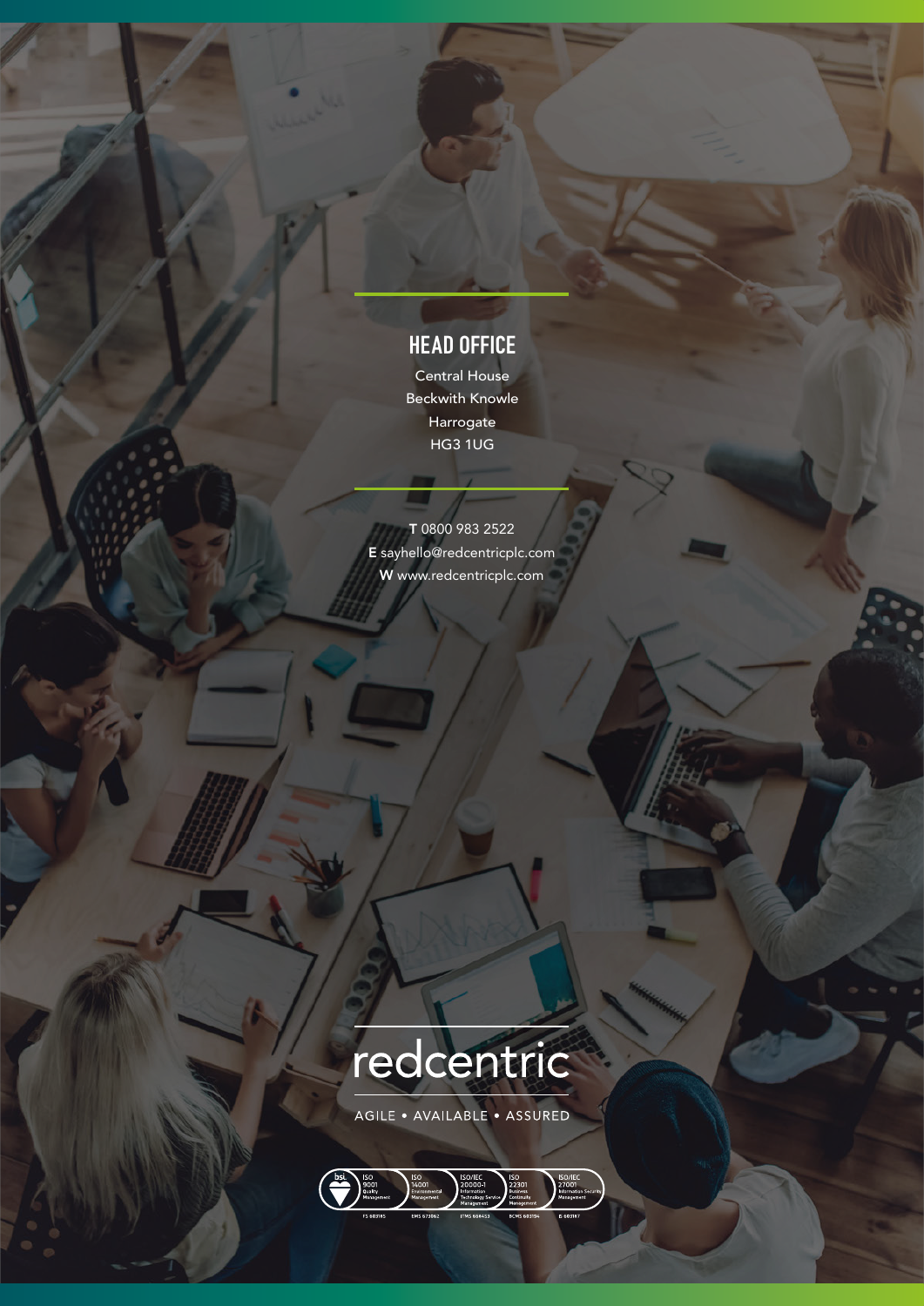## HEAD OFFICE

Central House
Beckwith Knowle
Harrogate
HG3 1UG

**T** 0800 983 2522
**E** sayhello@redcentricplc.com
**W** www.redcentricplc.com

redcentric

AGILE • AVAILABLE • ASSURED

ISO 9001 Quality Management — FS 603185
ISO 14001 Environmental Management — EMS 673062
ISO/IEC 20000-1 Information Technology Service Management — ITMS 608453
ISO 22301 Business Continuity Management — BCMS 603194
ISO/IEC 27001 Information Security Management — IS 603187